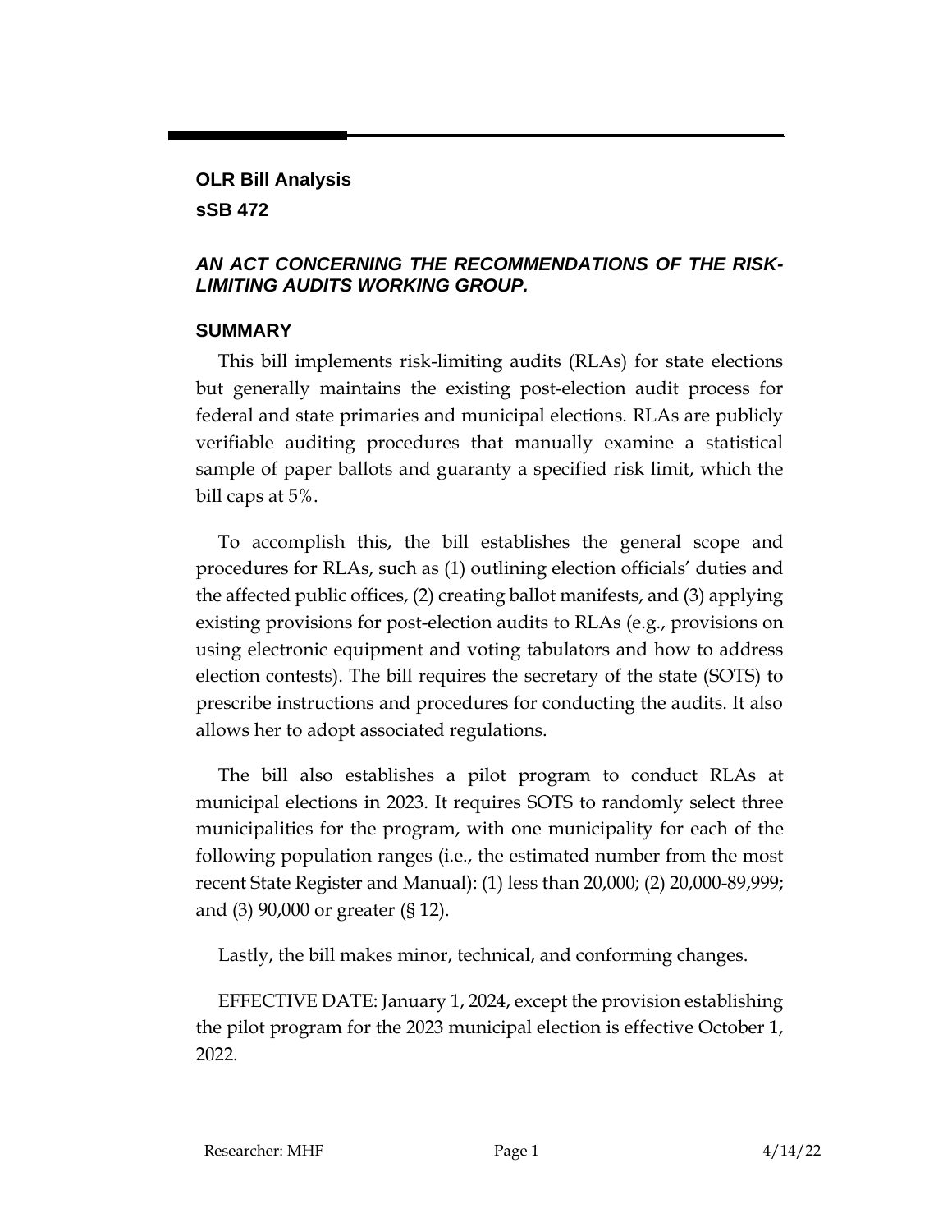**OLR Bill Analysis**

**sSB 472**

***AN ACT CONCERNING THE RECOMMENDATIONS OF THE RISK-LIMITING AUDITS WORKING GROUP.***

## SUMMARY

This bill implements risk-limiting audits (RLAs) for state elections but generally maintains the existing post-election audit process for federal and state primaries and municipal elections. RLAs are publicly verifiable auditing procedures that manually examine a statistical sample of paper ballots and guaranty a specified risk limit, which the bill caps at 5%.

To accomplish this, the bill establishes the general scope and procedures for RLAs, such as (1) outlining election officials' duties and the affected public offices, (2) creating ballot manifests, and (3) applying existing provisions for post-election audits to RLAs (e.g., provisions on using electronic equipment and voting tabulators and how to address election contests). The bill requires the secretary of the state (SOTS) to prescribe instructions and procedures for conducting the audits. It also allows her to adopt associated regulations.

The bill also establishes a pilot program to conduct RLAs at municipal elections in 2023. It requires SOTS to randomly select three municipalities for the program, with one municipality for each of the following population ranges (i.e., the estimated number from the most recent State Register and Manual): (1) less than 20,000; (2) 20,000-89,999; and (3) 90,000 or greater (§ 12).

Lastly, the bill makes minor, technical, and conforming changes.

EFFECTIVE DATE: January 1, 2024, except the provision establishing the pilot program for the 2023 municipal election is effective October 1, 2022.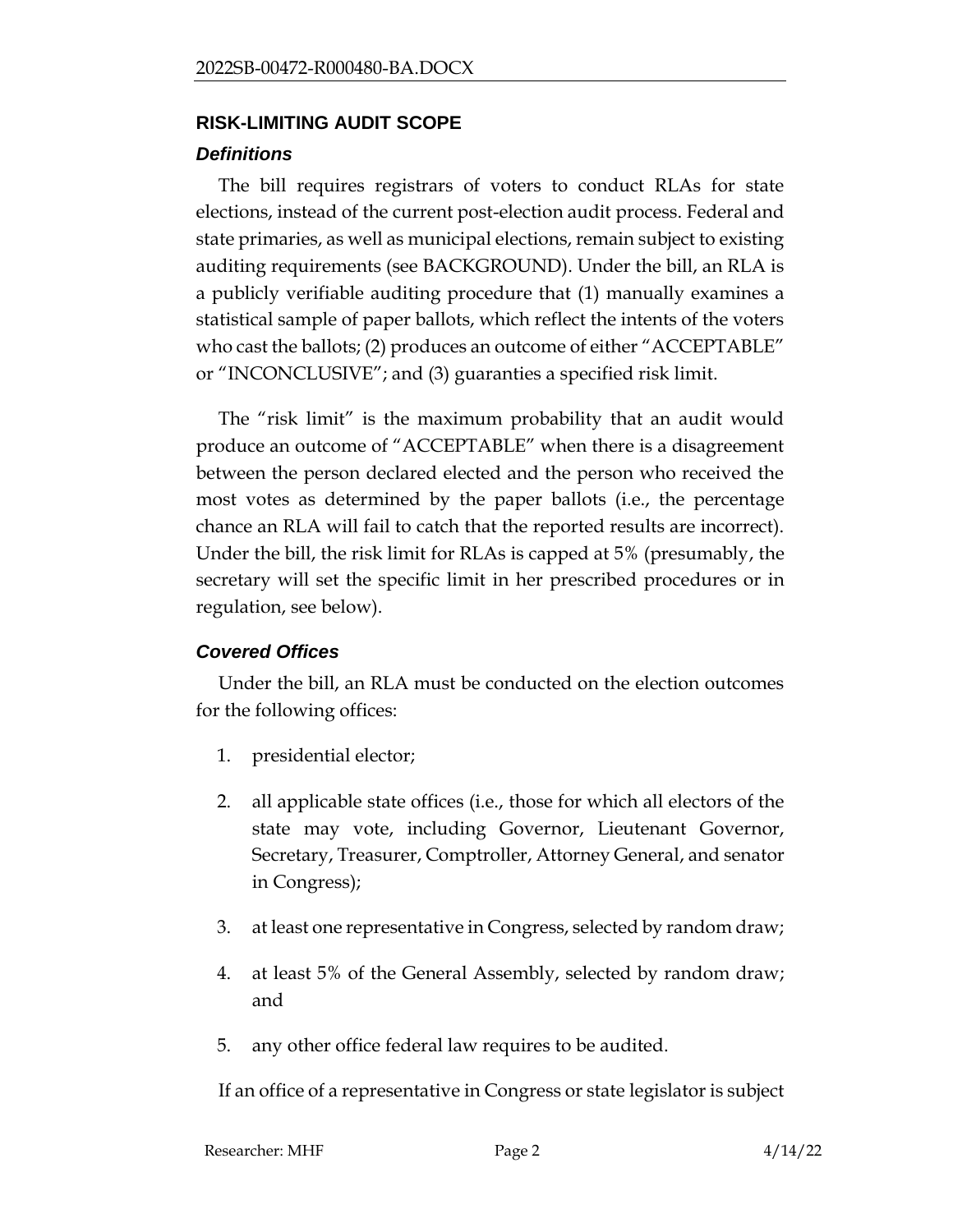## RISK-LIMITING AUDIT SCOPE

### *Definitions*

The bill requires registrars of voters to conduct RLAs for state elections, instead of the current post-election audit process. Federal and state primaries, as well as municipal elections, remain subject to existing auditing requirements (see BACKGROUND). Under the bill, an RLA is a publicly verifiable auditing procedure that (1) manually examines a statistical sample of paper ballots, which reflect the intents of the voters who cast the ballots; (2) produces an outcome of either "ACCEPTABLE" or "INCONCLUSIVE"; and (3) guaranties a specified risk limit.

The "risk limit" is the maximum probability that an audit would produce an outcome of "ACCEPTABLE" when there is a disagreement between the person declared elected and the person who received the most votes as determined by the paper ballots (i.e., the percentage chance an RLA will fail to catch that the reported results are incorrect). Under the bill, the risk limit for RLAs is capped at 5% (presumably, the secretary will set the specific limit in her prescribed procedures or in regulation, see below).

### *Covered Offices*

Under the bill, an RLA must be conducted on the election outcomes for the following offices:

1. presidential elector;
2. all applicable state offices (i.e., those for which all electors of the state may vote, including Governor, Lieutenant Governor, Secretary, Treasurer, Comptroller, Attorney General, and senator in Congress);
3. at least one representative in Congress, selected by random draw;
4. at least 5% of the General Assembly, selected by random draw; and
5. any other office federal law requires to be audited.

If an office of a representative in Congress or state legislator is subject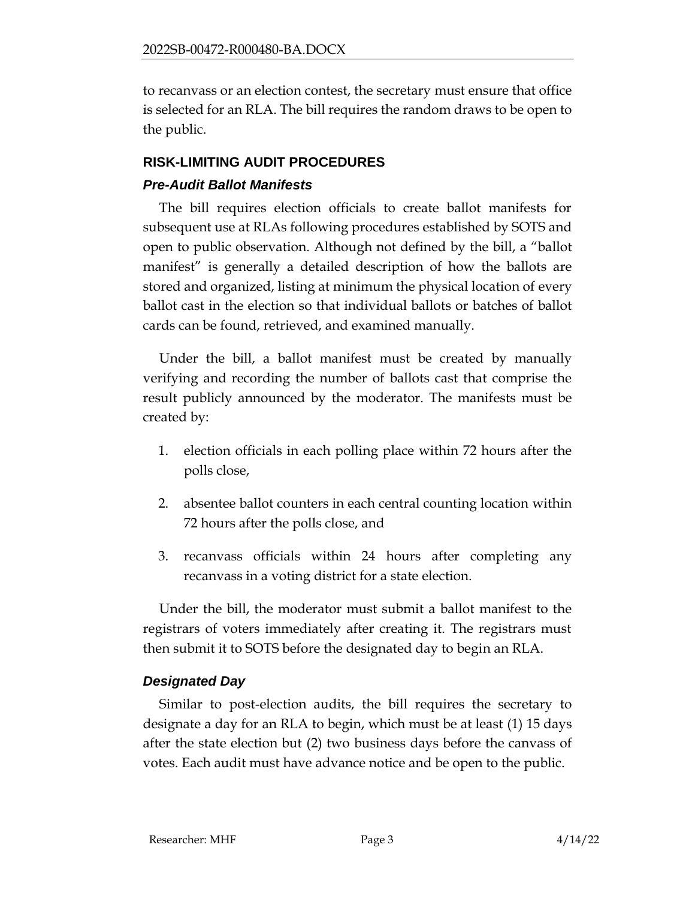to recanvass or an election contest, the secretary must ensure that office is selected for an RLA. The bill requires the random draws to be open to the public.

## RISK-LIMITING AUDIT PROCEDURES

### *Pre-Audit Ballot Manifests*

The bill requires election officials to create ballot manifests for subsequent use at RLAs following procedures established by SOTS and open to public observation. Although not defined by the bill, a "ballot manifest" is generally a detailed description of how the ballots are stored and organized, listing at minimum the physical location of every ballot cast in the election so that individual ballots or batches of ballot cards can be found, retrieved, and examined manually.

Under the bill, a ballot manifest must be created by manually verifying and recording the number of ballots cast that comprise the result publicly announced by the moderator. The manifests must be created by:

1. election officials in each polling place within 72 hours after the polls close,
2. absentee ballot counters in each central counting location within 72 hours after the polls close, and
3. recanvass officials within 24 hours after completing any recanvass in a voting district for a state election.

Under the bill, the moderator must submit a ballot manifest to the registrars of voters immediately after creating it. The registrars must then submit it to SOTS before the designated day to begin an RLA.

### *Designated Day*

Similar to post-election audits, the bill requires the secretary to designate a day for an RLA to begin, which must be at least (1) 15 days after the state election but (2) two business days before the canvass of votes. Each audit must have advance notice and be open to the public.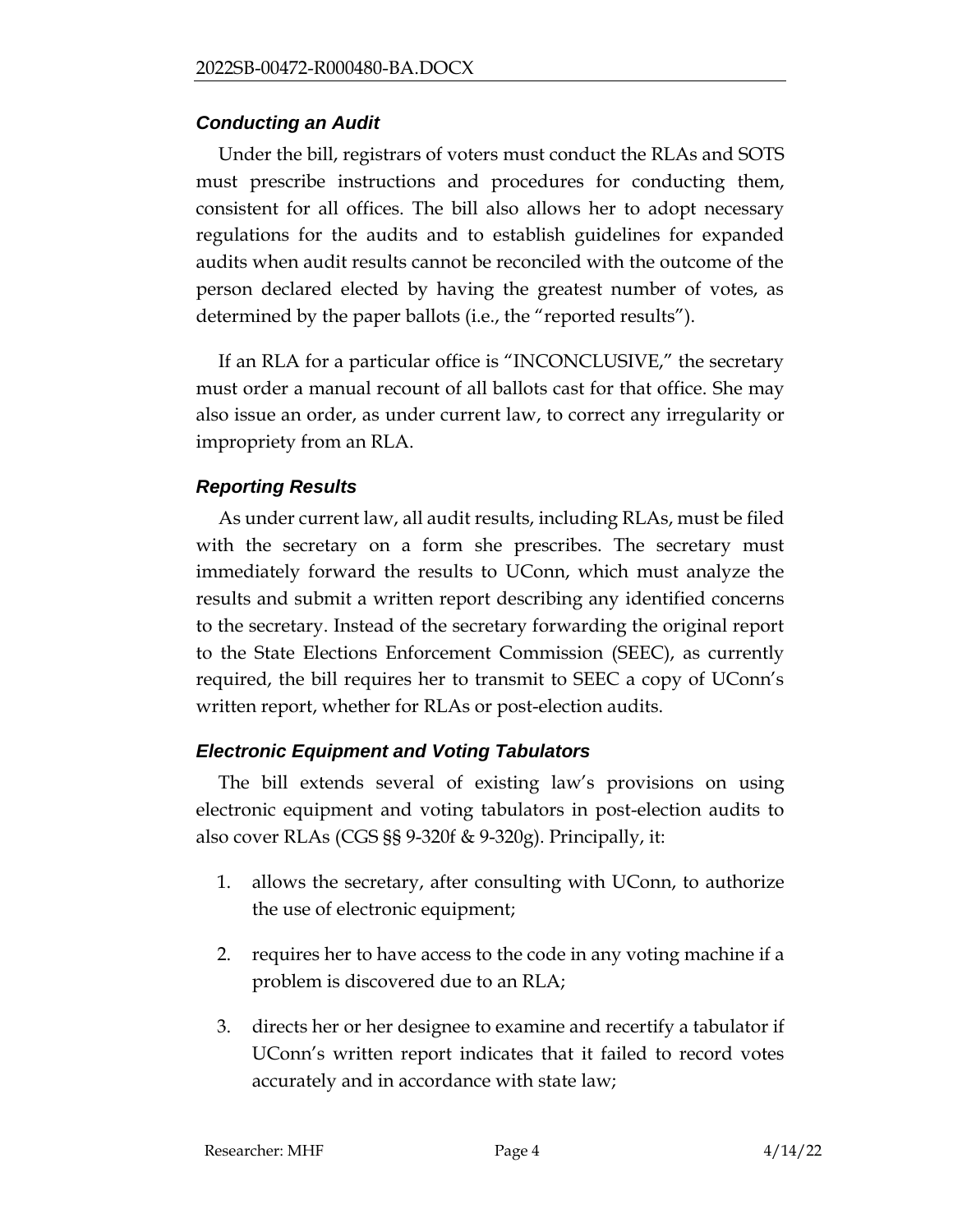### *Conducting an Audit*

Under the bill, registrars of voters must conduct the RLAs and SOTS must prescribe instructions and procedures for conducting them, consistent for all offices. The bill also allows her to adopt necessary regulations for the audits and to establish guidelines for expanded audits when audit results cannot be reconciled with the outcome of the person declared elected by having the greatest number of votes, as determined by the paper ballots (i.e., the "reported results").

If an RLA for a particular office is "INCONCLUSIVE," the secretary must order a manual recount of all ballots cast for that office. She may also issue an order, as under current law, to correct any irregularity or impropriety from an RLA.

### *Reporting Results*

As under current law, all audit results, including RLAs, must be filed with the secretary on a form she prescribes. The secretary must immediately forward the results to UConn, which must analyze the results and submit a written report describing any identified concerns to the secretary. Instead of the secretary forwarding the original report to the State Elections Enforcement Commission (SEEC), as currently required, the bill requires her to transmit to SEEC a copy of UConn's written report, whether for RLAs or post-election audits.

### *Electronic Equipment and Voting Tabulators*

The bill extends several of existing law's provisions on using electronic equipment and voting tabulators in post-election audits to also cover RLAs (CGS §§ 9-320f & 9-320g). Principally, it:

1. allows the secretary, after consulting with UConn, to authorize the use of electronic equipment;
2. requires her to have access to the code in any voting machine if a problem is discovered due to an RLA;
3. directs her or her designee to examine and recertify a tabulator if UConn's written report indicates that it failed to record votes accurately and in accordance with state law;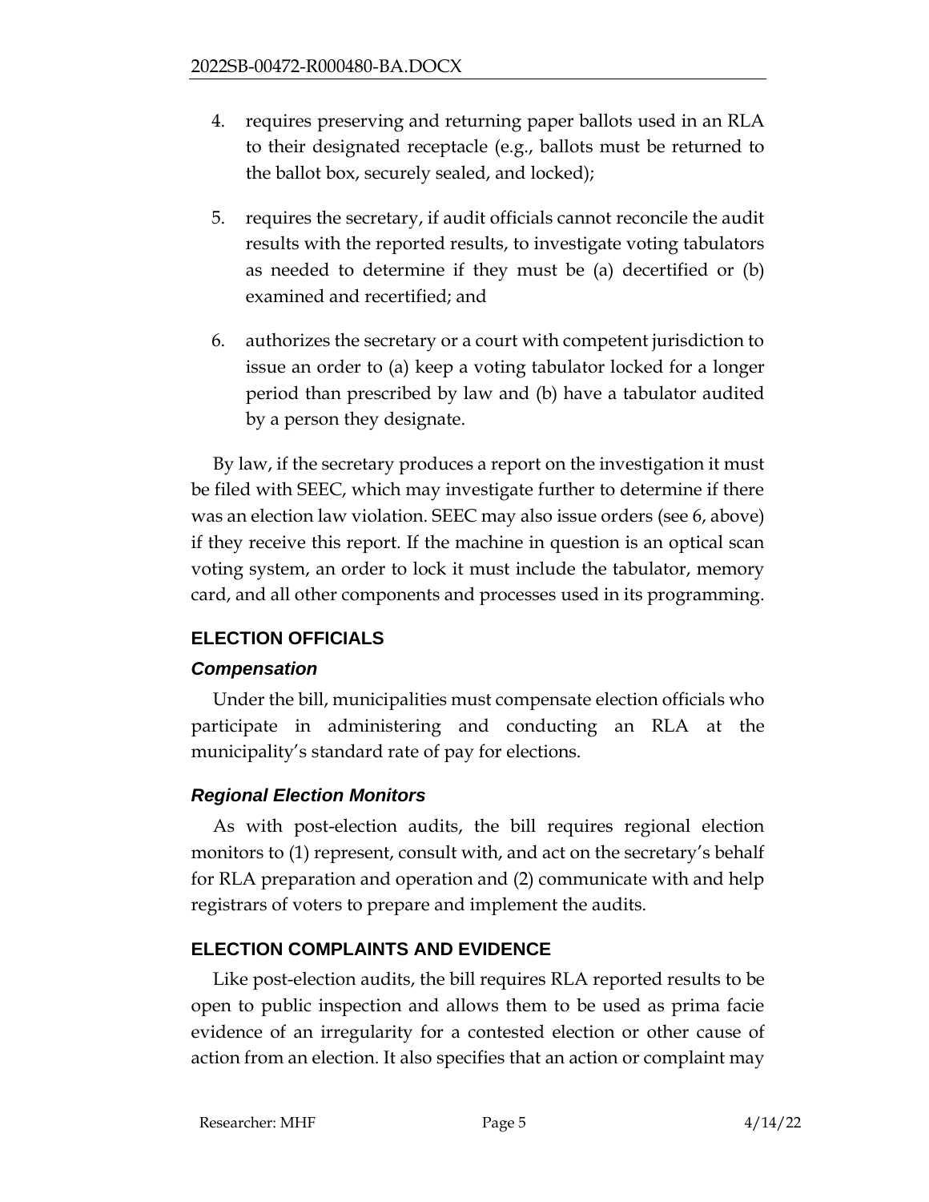4. requires preserving and returning paper ballots used in an RLA to their designated receptacle (e.g., ballots must be returned to the ballot box, securely sealed, and locked);

5. requires the secretary, if audit officials cannot reconcile the audit results with the reported results, to investigate voting tabulators as needed to determine if they must be (a) decertified or (b) examined and recertified; and

6. authorizes the secretary or a court with competent jurisdiction to issue an order to (a) keep a voting tabulator locked for a longer period than prescribed by law and (b) have a tabulator audited by a person they designate.

By law, if the secretary produces a report on the investigation it must be filed with SEEC, which may investigate further to determine if there was an election law violation. SEEC may also issue orders (see 6, above) if they receive this report. If the machine in question is an optical scan voting system, an order to lock it must include the tabulator, memory card, and all other components and processes used in its programming.

## ELECTION OFFICIALS

### *Compensation*

Under the bill, municipalities must compensate election officials who participate in administering and conducting an RLA at the municipality's standard rate of pay for elections.

### *Regional Election Monitors*

As with post-election audits, the bill requires regional election monitors to (1) represent, consult with, and act on the secretary's behalf for RLA preparation and operation and (2) communicate with and help registrars of voters to prepare and implement the audits.

## ELECTION COMPLAINTS AND EVIDENCE

Like post-election audits, the bill requires RLA reported results to be open to public inspection and allows them to be used as prima facie evidence of an irregularity for a contested election or other cause of action from an election. It also specifies that an action or complaint may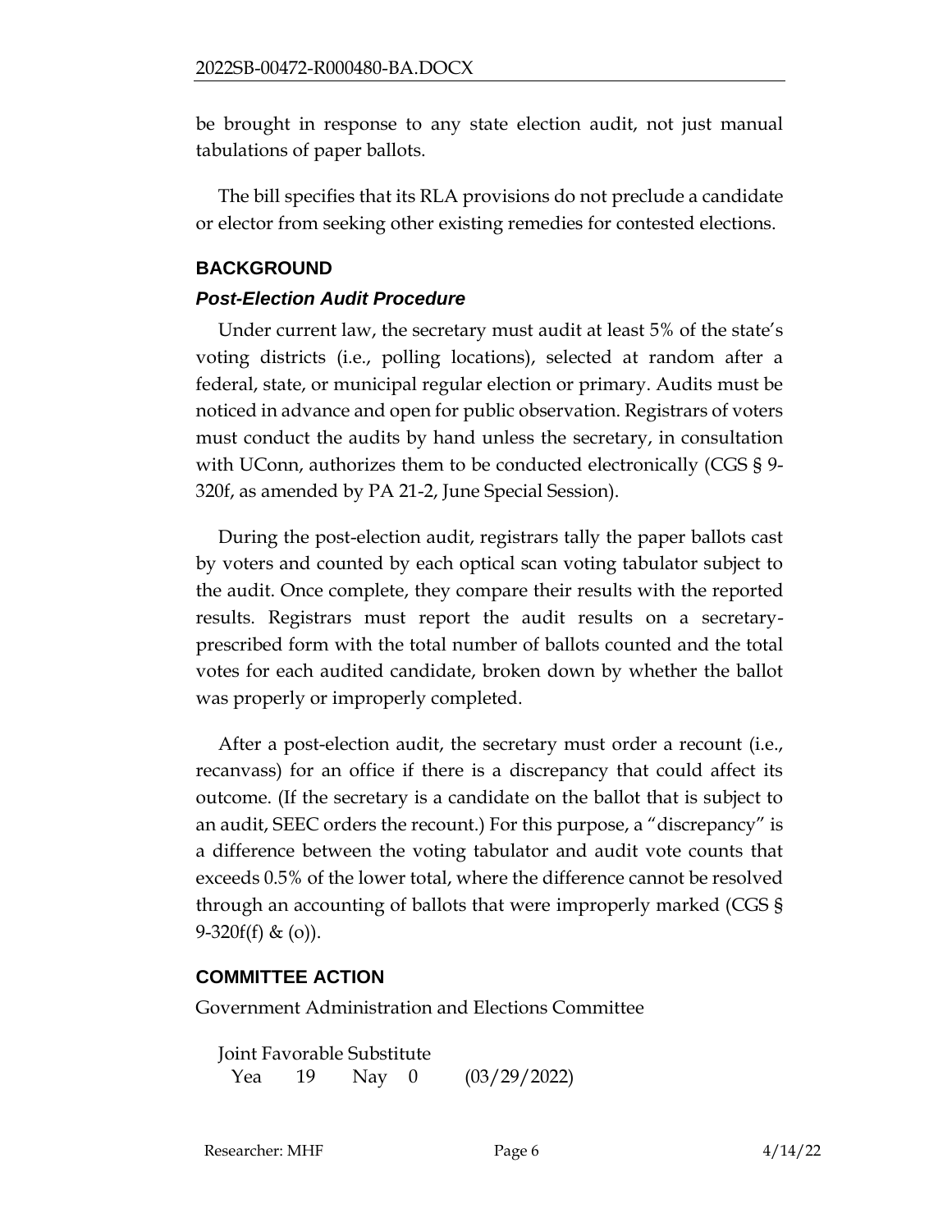be brought in response to any state election audit, not just manual tabulations of paper ballots.

The bill specifies that its RLA provisions do not preclude a candidate or elector from seeking other existing remedies for contested elections.

## BACKGROUND

### *Post-Election Audit Procedure*

Under current law, the secretary must audit at least 5% of the state's voting districts (i.e., polling locations), selected at random after a federal, state, or municipal regular election or primary. Audits must be noticed in advance and open for public observation. Registrars of voters must conduct the audits by hand unless the secretary, in consultation with UConn, authorizes them to be conducted electronically (CGS § 9-320f, as amended by PA 21-2, June Special Session).

During the post-election audit, registrars tally the paper ballots cast by voters and counted by each optical scan voting tabulator subject to the audit. Once complete, they compare their results with the reported results. Registrars must report the audit results on a secretary-prescribed form with the total number of ballots counted and the total votes for each audited candidate, broken down by whether the ballot was properly or improperly completed.

After a post-election audit, the secretary must order a recount (i.e., recanvass) for an office if there is a discrepancy that could affect its outcome. (If the secretary is a candidate on the ballot that is subject to an audit, SEEC orders the recount.) For this purpose, a "discrepancy" is a difference between the voting tabulator and audit vote counts that exceeds 0.5% of the lower total, where the difference cannot be resolved through an accounting of ballots that were improperly marked (CGS § 9-320f(f) & (o)).

## COMMITTEE ACTION

Government Administration and Elections Committee

Joint Favorable Substitute
Yea 19 Nay 0 (03/29/2022)